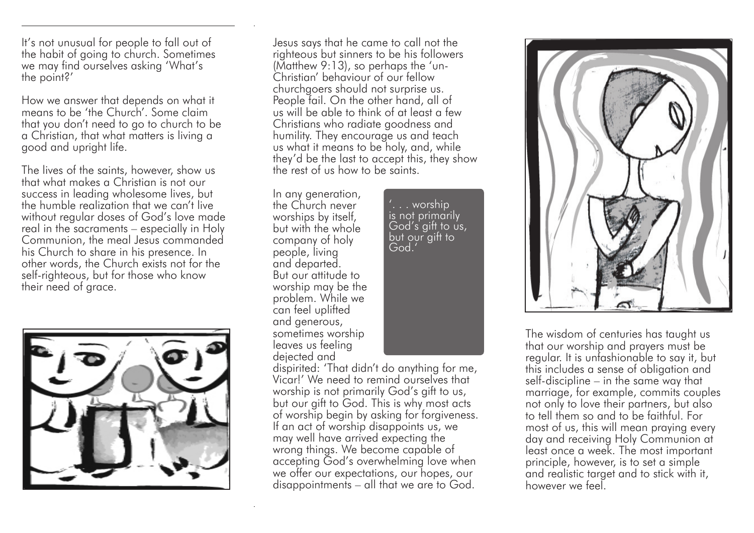It's not unusual for people to fall out of the habit of going to church. Sometimes we may find ourselves asking 'What's the point?'

How we answer that depends on what it means to be 'the Church'. Some claim that you don't need to go to church to be a Christian, that what matters is living a good and upright life.

The lives of the saints, however, show us that what makes a Christian is not our success in leading wholesome lives, but the humble realization that we can't live without regular doses of God's love made real in the sacraments – especially in Holy Communion, the meal Jesus commanded his Church to share in his presence. In other words, the Church exists not for the self-righteous, but for those who know their need of grace.

Jesus says that he came to call not the righteous but sinners to be his followers (Matthew 9:13), so perhaps the 'un-Christian' behaviour of our fellow churchgoers should not surprise us. People fail. On the other hand, all of us will be able to think of at least a few Christians who radiate goodness and humility. They encourage us and teach us what it means to be holy, and, while they'd be the last to accept this, they show the rest of us how to be saints.

In any generation, the Church never worships by itself, but with the whole company of holy people, living and departed. But our attitude to worship may be the problem. While we can feel uplifted and generous, sometimes worship leaves us feeling dejected and dispirited: 'That didn't do anything for me, Vicar!' We need to remind ourselves that worship is not primarily God's gift to us, but our gift to God. This is why most acts of worship begin by asking for forgiveness. If an act of worship disappoints us, we may well have arrived expecting the wrong things. We become capable of accepting God's overwhelming love when we offer our expectations, our hopes, our disappointments – all that we are to God.

> '. . . worship is not primarily God's gift to us, but our gift to God.'

The wisdom of centuries has taught us that our worship and prayers must be regular. It is unfashionable to say it, but this includes a sense of obligation and self-discipline – in the same way that marriage, for example, commits couples not only to love their partners, but also to tell them so and to be faithful. For most of us, this will mean praying every day and receiving Holy Communion at least once a week. The most important principle, however, is to set a simple and realistic target and to stick with it, however we feel.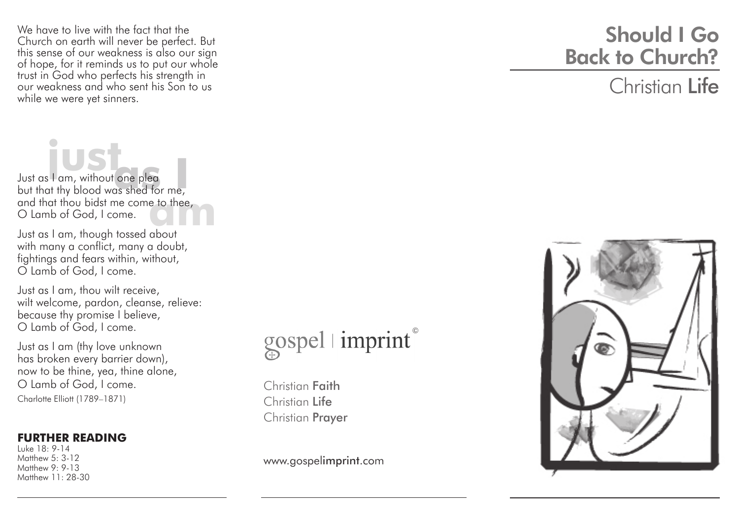We have to live with the fact that the Church on earth will never be perfect. But this sense of our weakness is also our sign of hope, for it reminds us to put our whole trust in God who perfects his strength in our weakness and who sent his Son to us while we were yet sinners.

## just as I am

Just as I am, without one plea
but that thy blood was shed for me,
and that thou bidst me come to thee,
O Lamb of God, I come.

Just as I am, though tossed about
with many a conflict, many a doubt,
fightings and fears within, without,
O Lamb of God, I come.

Just as I am, thou wilt receive,
wilt welcome, pardon, cleanse, relieve:
because thy promise I believe,
O Lamb of God, I come.

Just as I am (thy love unknown
has broken every barrier down),
now to be thine, yea, thine alone,
O Lamb of God, I come.

Charlotte Elliott (1789–1871)

### FURTHER READING

Luke 18: 9-14
Matthew 5: 3-12
Matthew 9: 9-13
Matthew 11: 28-30

gospel | imprint©

Christian **Faith**
Christian **Life**
Christian **Prayer**

www.gospel**imprint**.com

# Should I Go Back to Church?

## Christian **Life**